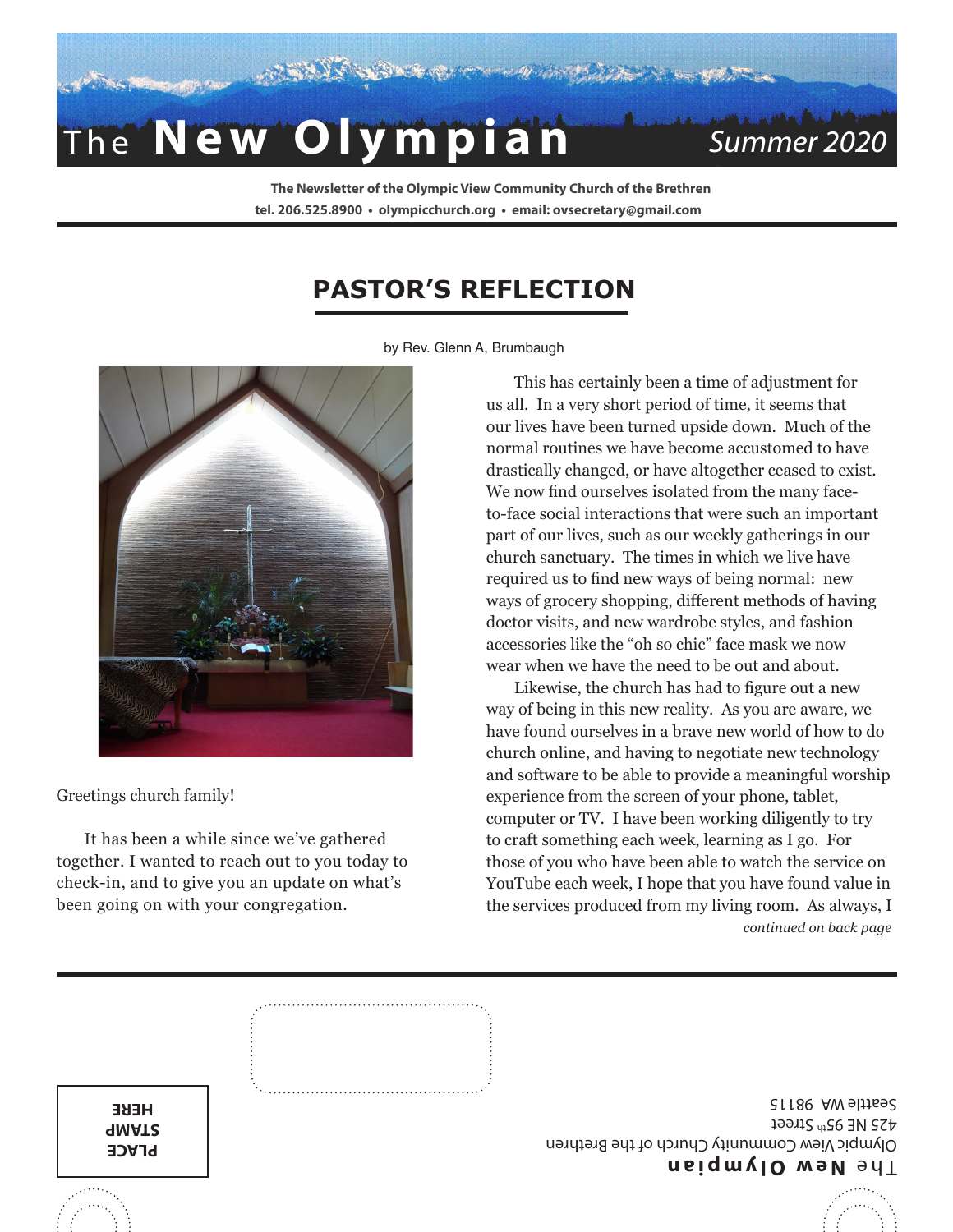# The New Olympian — Summer 2020

**The Newsletter of the Olympic View Community Church of the Brethren**
**tel. 206.525.8900 • olympicchurch.org • email: ovsecretary@gmail.com**

## PASTOR'S REFLECTION

by Rev. Glenn A, Brumbaugh

Greetings church family!

It has been a while since we've gathered together. I wanted to reach out to you today to check-in, and to give you an update on what's been going on with your congregation.

This has certainly been a time of adjustment for us all. In a very short period of time, it seems that our lives have been turned upside down. Much of the normal routines we have become accustomed to have drastically changed, or have altogether ceased to exist. We now find ourselves isolated from the many face-to-face social interactions that were such an important part of our lives, such as our weekly gatherings in our church sanctuary. The times in which we live have required us to find new ways of being normal: new ways of grocery shopping, different methods of having doctor visits, and new wardrobe styles, and fashion accessories like the "oh so chic" face mask we now wear when we have the need to be out and about.

Likewise, the church has had to figure out a new way of being in this new reality. As you are aware, we have found ourselves in a brave new world of how to do church online, and having to negotiate new technology and software to be able to provide a meaningful worship experience from the screen of your phone, tablet, computer or TV. I have been working diligently to try to craft something each week, learning as I go. For those of you who have been able to watch the service on YouTube each week, I hope that you have found value in the services produced from my living room. As always, I

*continued on back page*

---

**The New Olympian**
Olympic View Community Church of the Brethren
425 NE 95th Street
Seattle WA 98115

PLACE
STAMP
HERE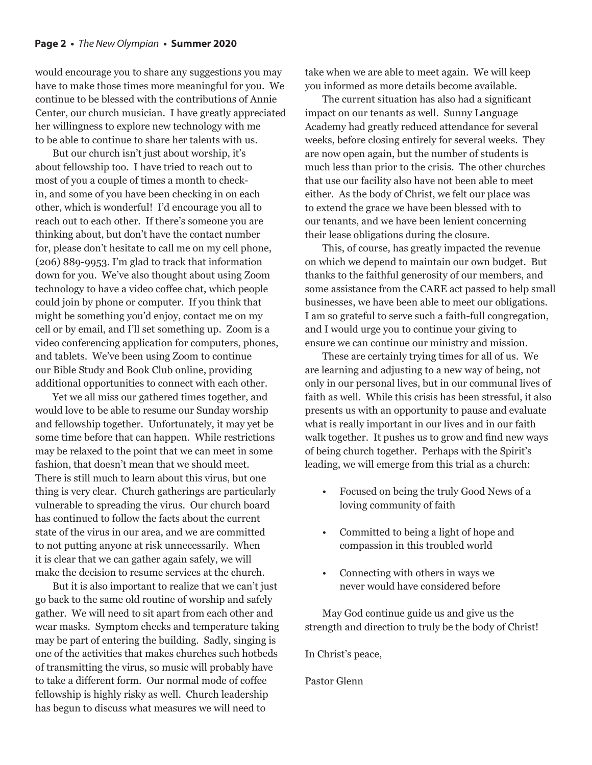would encourage you to share any suggestions you may have to make those times more meaningful for you. We continue to be blessed with the contributions of Annie Center, our church musician. I have greatly appreciated her willingness to explore new technology with me to be able to continue to share her talents with us.

But our church isn't just about worship, it's about fellowship too. I have tried to reach out to most of you a couple of times a month to check-in, and some of you have been checking in on each other, which is wonderful! I'd encourage you all to reach out to each other. If there's someone you are thinking about, but don't have the contact number for, please don't hesitate to call me on my cell phone, (206) 889-9953. I'm glad to track that information down for you. We've also thought about using Zoom technology to have a video coffee chat, which people could join by phone or computer. If you think that might be something you'd enjoy, contact me on my cell or by email, and I'll set something up. Zoom is a video conferencing application for computers, phones, and tablets. We've been using Zoom to continue our Bible Study and Book Club online, providing additional opportunities to connect with each other.

Yet we all miss our gathered times together, and would love to be able to resume our Sunday worship and fellowship together. Unfortunately, it may yet be some time before that can happen. While restrictions may be relaxed to the point that we can meet in some fashion, that doesn't mean that we should meet. There is still much to learn about this virus, but one thing is very clear. Church gatherings are particularly vulnerable to spreading the virus. Our church board has continued to follow the facts about the current state of the virus in our area, and we are committed to not putting anyone at risk unnecessarily. When it is clear that we can gather again safely, we will make the decision to resume services at the church.

But it is also important to realize that we can't just go back to the same old routine of worship and safely gather. We will need to sit apart from each other and wear masks. Symptom checks and temperature taking may be part of entering the building. Sadly, singing is one of the activities that makes churches such hotbeds of transmitting the virus, so music will probably have to take a different form. Our normal mode of coffee fellowship is highly risky as well. Church leadership has begun to discuss what measures we will need to take when we are able to meet again. We will keep you informed as more details become available.

The current situation has also had a significant impact on our tenants as well. Sunny Language Academy had greatly reduced attendance for several weeks, before closing entirely for several weeks. They are now open again, but the number of students is much less than prior to the crisis. The other churches that use our facility also have not been able to meet either. As the body of Christ, we felt our place was to extend the grace we have been blessed with to our tenants, and we have been lenient concerning their lease obligations during the closure.

This, of course, has greatly impacted the revenue on which we depend to maintain our own budget. But thanks to the faithful generosity of our members, and some assistance from the CARE act passed to help small businesses, we have been able to meet our obligations. I am so grateful to serve such a faith-full congregation, and I would urge you to continue your giving to ensure we can continue our ministry and mission.

These are certainly trying times for all of us. We are learning and adjusting to a new way of being, not only in our personal lives, but in our communal lives of faith as well. While this crisis has been stressful, it also presents us with an opportunity to pause and evaluate what is really important in our lives and in our faith walk together. It pushes us to grow and find new ways of being church together. Perhaps with the Spirit's leading, we will emerge from this trial as a church:

- Focused on being the truly Good News of a loving community of faith
- Committed to being a light of hope and compassion in this troubled world
- Connecting with others in ways we never would have considered before

May God continue guide us and give us the strength and direction to truly be the body of Christ!

In Christ's peace,

Pastor Glenn